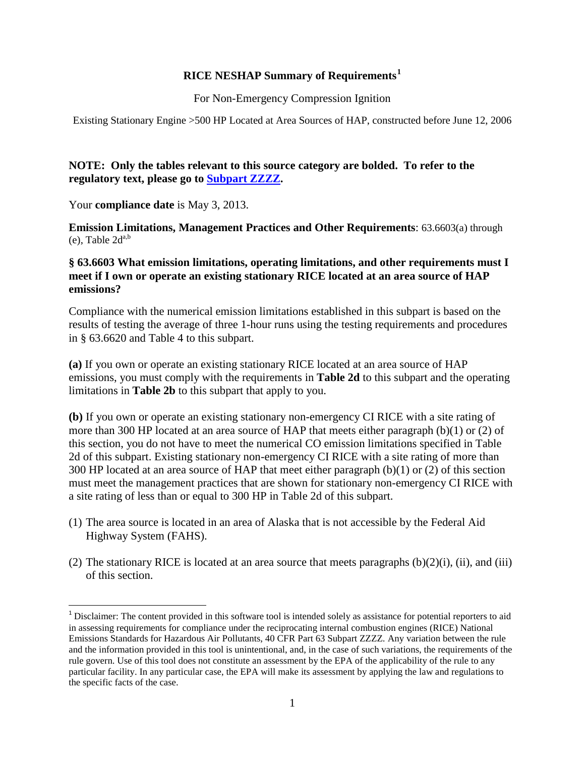# RICE NESHAP Summary of Requirements[1]

For Non-Emergency Compression Ignition

Existing Stationary Engine >500 HP Located at Area Sources of HAP, constructed before June 12, 2006

**NOTE: Only the tables relevant to this source category are bolded. To refer to the regulatory text, please go to [Subpart ZZZZ](#).**

Your **compliance date** is May 3, 2013.

**Emission Limitations, Management Practices and Other Requirements**: 63.6603(a) through (e), Table 2d[a,b]

### § 63.6603 What emission limitations, operating limitations, and other requirements must I meet if I own or operate an existing stationary RICE located at an area source of HAP emissions?

Compliance with the numerical emission limitations established in this subpart is based on the results of testing the average of three 1-hour runs using the testing requirements and procedures in § 63.6620 and Table 4 to this subpart.

**(a)** If you own or operate an existing stationary RICE located at an area source of HAP emissions, you must comply with the requirements in **Table 2d** to this subpart and the operating limitations in **Table 2b** to this subpart that apply to you.

**(b)** If you own or operate an existing stationary non-emergency CI RICE with a site rating of more than 300 HP located at an area source of HAP that meets either paragraph (b)(1) or (2) of this section, you do not have to meet the numerical CO emission limitations specified in Table 2d of this subpart. Existing stationary non-emergency CI RICE with a site rating of more than 300 HP located at an area source of HAP that meet either paragraph (b)(1) or (2) of this section must meet the management practices that are shown for stationary non-emergency CI RICE with a site rating of less than or equal to 300 HP in Table 2d of this subpart.

(1) The area source is located in an area of Alaska that is not accessible by the Federal Aid Highway System (FAHS).

(2) The stationary RICE is located at an area source that meets paragraphs (b)(2)(i), (ii), and (iii) of this section.

[1] Disclaimer: The content provided in this software tool is intended solely as assistance for potential reporters to aid in assessing requirements for compliance under the reciprocating internal combustion engines (RICE) National Emissions Standards for Hazardous Air Pollutants, 40 CFR Part 63 Subpart ZZZZ. Any variation between the rule and the information provided in this tool is unintentional, and, in the case of such variations, the requirements of the rule govern. Use of this tool does not constitute an assessment by the EPA of the applicability of the rule to any particular facility. In any particular case, the EPA will make its assessment by applying the law and regulations to the specific facts of the case.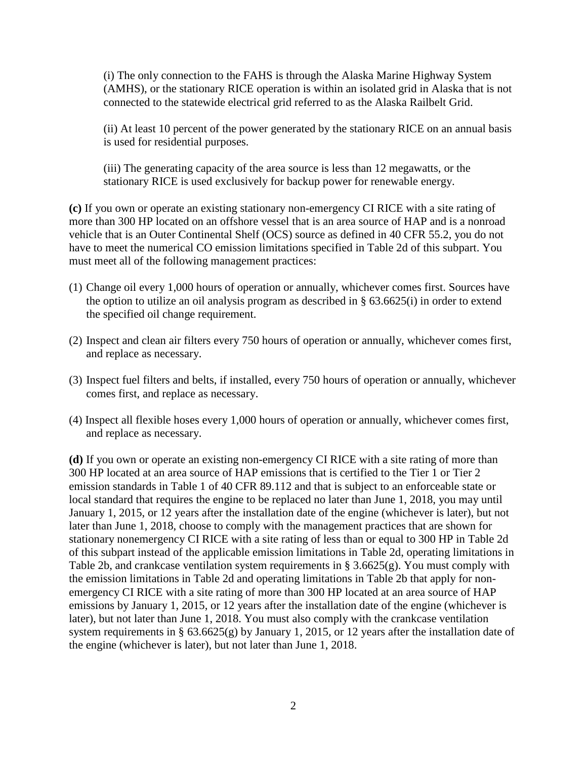(i) The only connection to the FAHS is through the Alaska Marine Highway System (AMHS), or the stationary RICE operation is within an isolated grid in Alaska that is not connected to the statewide electrical grid referred to as the Alaska Railbelt Grid.

(ii) At least 10 percent of the power generated by the stationary RICE on an annual basis is used for residential purposes.

(iii) The generating capacity of the area source is less than 12 megawatts, or the stationary RICE is used exclusively for backup power for renewable energy.

**(c)** If you own or operate an existing stationary non-emergency CI RICE with a site rating of more than 300 HP located on an offshore vessel that is an area source of HAP and is a nonroad vehicle that is an Outer Continental Shelf (OCS) source as defined in 40 CFR 55.2, you do not have to meet the numerical CO emission limitations specified in Table 2d of this subpart. You must meet all of the following management practices:

(1) Change oil every 1,000 hours of operation or annually, whichever comes first. Sources have the option to utilize an oil analysis program as described in § 63.6625(i) in order to extend the specified oil change requirement.

(2) Inspect and clean air filters every 750 hours of operation or annually, whichever comes first, and replace as necessary.

(3) Inspect fuel filters and belts, if installed, every 750 hours of operation or annually, whichever comes first, and replace as necessary.

(4) Inspect all flexible hoses every 1,000 hours of operation or annually, whichever comes first, and replace as necessary.

**(d)** If you own or operate an existing non-emergency CI RICE with a site rating of more than 300 HP located at an area source of HAP emissions that is certified to the Tier 1 or Tier 2 emission standards in Table 1 of 40 CFR 89.112 and that is subject to an enforceable state or local standard that requires the engine to be replaced no later than June 1, 2018, you may until January 1, 2015, or 12 years after the installation date of the engine (whichever is later), but not later than June 1, 2018, choose to comply with the management practices that are shown for stationary nonemergency CI RICE with a site rating of less than or equal to 300 HP in Table 2d of this subpart instead of the applicable emission limitations in Table 2d, operating limitations in Table 2b, and crankcase ventilation system requirements in § 3.6625(g). You must comply with the emission limitations in Table 2d and operating limitations in Table 2b that apply for non-emergency CI RICE with a site rating of more than 300 HP located at an area source of HAP emissions by January 1, 2015, or 12 years after the installation date of the engine (whichever is later), but not later than June 1, 2018. You must also comply with the crankcase ventilation system requirements in § 63.6625(g) by January 1, 2015, or 12 years after the installation date of the engine (whichever is later), but not later than June 1, 2018.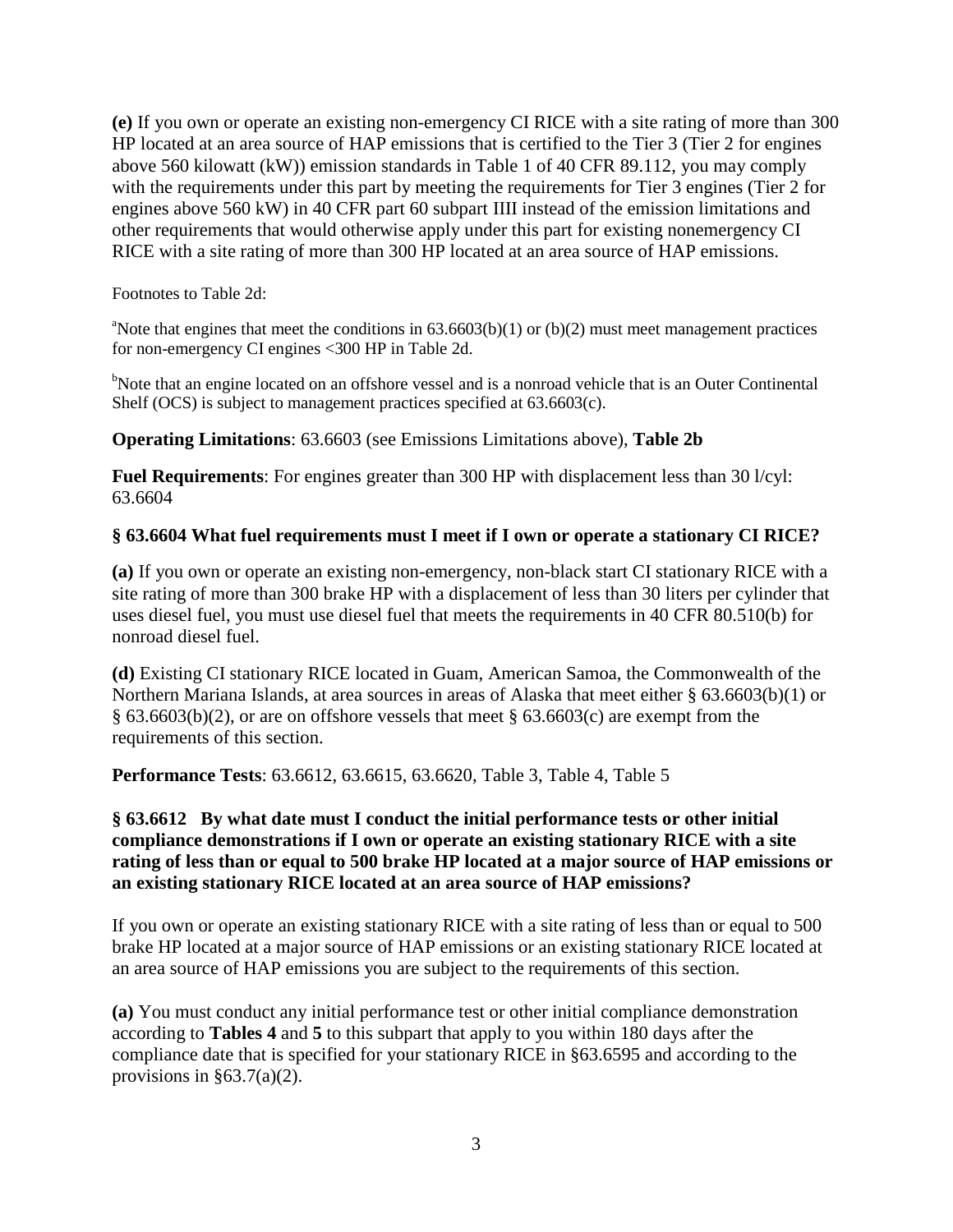**(e)** If you own or operate an existing non-emergency CI RICE with a site rating of more than 300 HP located at an area source of HAP emissions that is certified to the Tier 3 (Tier 2 for engines above 560 kilowatt (kW)) emission standards in Table 1 of 40 CFR 89.112, you may comply with the requirements under this part by meeting the requirements for Tier 3 engines (Tier 2 for engines above 560 kW) in 40 CFR part 60 subpart IIII instead of the emission limitations and other requirements that would otherwise apply under this part for existing nonemergency CI RICE with a site rating of more than 300 HP located at an area source of HAP emissions.

Footnotes to Table 2d:

[a]Note that engines that meet the conditions in 63.6603(b)(1) or (b)(2) must meet management practices for non-emergency CI engines <300 HP in Table 2d.

[b]Note that an engine located on an offshore vessel and is a nonroad vehicle that is an Outer Continental Shelf (OCS) is subject to management practices specified at 63.6603(c).

**Operating Limitations**: 63.6603 (see Emissions Limitations above), **Table 2b**

**Fuel Requirements**: For engines greater than 300 HP with displacement less than 30 l/cyl: 63.6604

### § 63.6604 What fuel requirements must I meet if I own or operate a stationary CI RICE?

**(a)** If you own or operate an existing non-emergency, non-black start CI stationary RICE with a site rating of more than 300 brake HP with a displacement of less than 30 liters per cylinder that uses diesel fuel, you must use diesel fuel that meets the requirements in 40 CFR 80.510(b) for nonroad diesel fuel.

**(d)** Existing CI stationary RICE located in Guam, American Samoa, the Commonwealth of the Northern Mariana Islands, at area sources in areas of Alaska that meet either § 63.6603(b)(1) or § 63.6603(b)(2), or are on offshore vessels that meet § 63.6603(c) are exempt from the requirements of this section.

**Performance Tests**: 63.6612, 63.6615, 63.6620, Table 3, Table 4, Table 5

### § 63.6612 By what date must I conduct the initial performance tests or other initial compliance demonstrations if I own or operate an existing stationary RICE with a site rating of less than or equal to 500 brake HP located at a major source of HAP emissions or an existing stationary RICE located at an area source of HAP emissions?

If you own or operate an existing stationary RICE with a site rating of less than or equal to 500 brake HP located at a major source of HAP emissions or an existing stationary RICE located at an area source of HAP emissions you are subject to the requirements of this section.

**(a)** You must conduct any initial performance test or other initial compliance demonstration according to **Tables 4** and **5** to this subpart that apply to you within 180 days after the compliance date that is specified for your stationary RICE in §63.6595 and according to the provisions in §63.7(a)(2).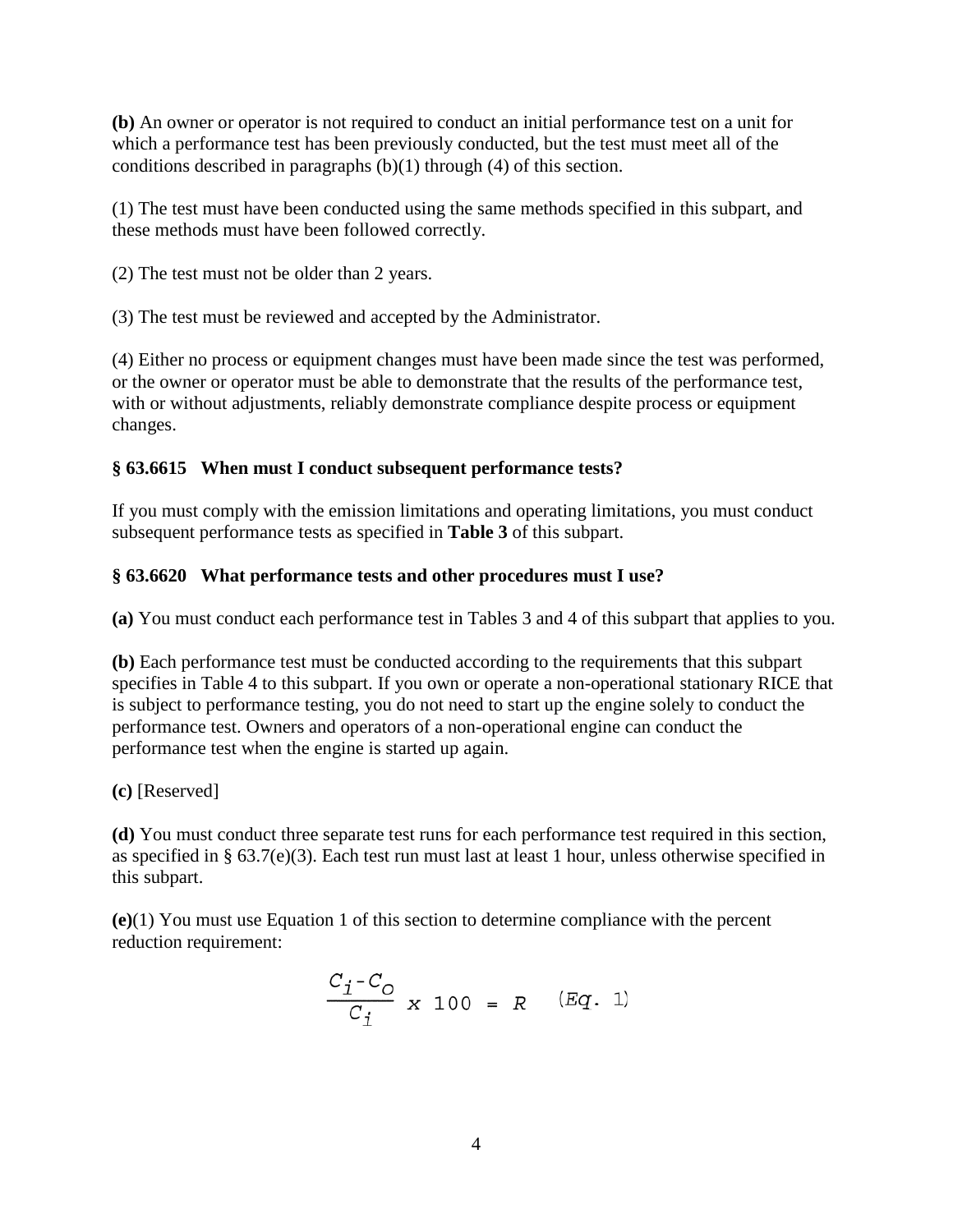**(b)** An owner or operator is not required to conduct an initial performance test on a unit for which a performance test has been previously conducted, but the test must meet all of the conditions described in paragraphs (b)(1) through (4) of this section.

(1) The test must have been conducted using the same methods specified in this subpart, and these methods must have been followed correctly.

(2) The test must not be older than 2 years.

(3) The test must be reviewed and accepted by the Administrator.

(4) Either no process or equipment changes must have been made since the test was performed, or the owner or operator must be able to demonstrate that the results of the performance test, with or without adjustments, reliably demonstrate compliance despite process or equipment changes.

### § 63.6615 When must I conduct subsequent performance tests?

If you must comply with the emission limitations and operating limitations, you must conduct subsequent performance tests as specified in **Table 3** of this subpart.

### § 63.6620 What performance tests and other procedures must I use?

**(a)** You must conduct each performance test in Tables 3 and 4 of this subpart that applies to you.

**(b)** Each performance test must be conducted according to the requirements that this subpart specifies in Table 4 to this subpart. If you own or operate a non-operational stationary RICE that is subject to performance testing, you do not need to start up the engine solely to conduct the performance test. Owners and operators of a non-operational engine can conduct the performance test when the engine is started up again.

**(c)** [Reserved]

**(d)** You must conduct three separate test runs for each performance test required in this section, as specified in § 63.7(e)(3). Each test run must last at least 1 hour, unless otherwise specified in this subpart.

**(e)**(1) You must use Equation 1 of this section to determine compliance with the percent reduction requirement:

$$\frac{C_i - C_o}{C_i} \times 100 = R \quad (Eq.\ 1)$$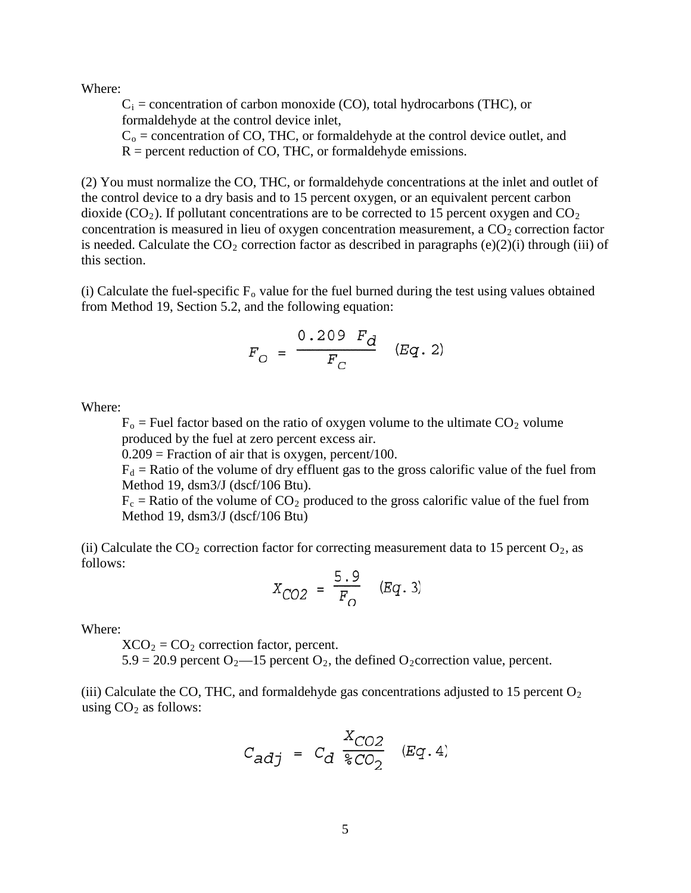Where:

$C_i$ = concentration of carbon monoxide (CO), total hydrocarbons (THC), or formaldehyde at the control device inlet,

$C_o$ = concentration of CO, THC, or formaldehyde at the control device outlet, and

R = percent reduction of CO, THC, or formaldehyde emissions.

(2) You must normalize the CO, THC, or formaldehyde concentrations at the inlet and outlet of the control device to a dry basis and to 15 percent oxygen, or an equivalent percent carbon dioxide ($CO_2$). If pollutant concentrations are to be corrected to 15 percent oxygen and $CO_2$ concentration is measured in lieu of oxygen concentration measurement, a $CO_2$ correction factor is needed. Calculate the $CO_2$ correction factor as described in paragraphs (e)(2)(i) through (iii) of this section.

(i) Calculate the fuel-specific $F_o$ value for the fuel burned during the test using values obtained from Method 19, Section 5.2, and the following equation:

$$F_O = \frac{0.209 \ F_d}{F_C} \quad (Eq.\ 2)$$

Where:

$F_o$ = Fuel factor based on the ratio of oxygen volume to the ultimate $CO_2$ volume produced by the fuel at zero percent excess air.

0.209 = Fraction of air that is oxygen, percent/100.

$F_d$ = Ratio of the volume of dry effluent gas to the gross calorific value of the fuel from Method 19, dsm3/J (dscf/106 Btu).

$F_c$ = Ratio of the volume of $CO_2$ produced to the gross calorific value of the fuel from Method 19, dsm3/J (dscf/106 Btu)

(ii) Calculate the $CO_2$ correction factor for correcting measurement data to 15 percent $O_2$, as follows:

$$X_{CO2} = \frac{5.9}{F_O} \quad (Eq.\ 3)$$

Where:

$XCO_2$ = $CO_2$ correction factor, percent.

5.9 = 20.9 percent $O_2$—15 percent $O_2$, the defined $O_2$correction value, percent.

(iii) Calculate the CO, THC, and formaldehyde gas concentrations adjusted to 15 percent $O_2$ using $CO_2$ as follows:

$$C_{adj} = C_d \ \frac{X_{CO2}}{\%CO_2} \quad (Eq.\ 4)$$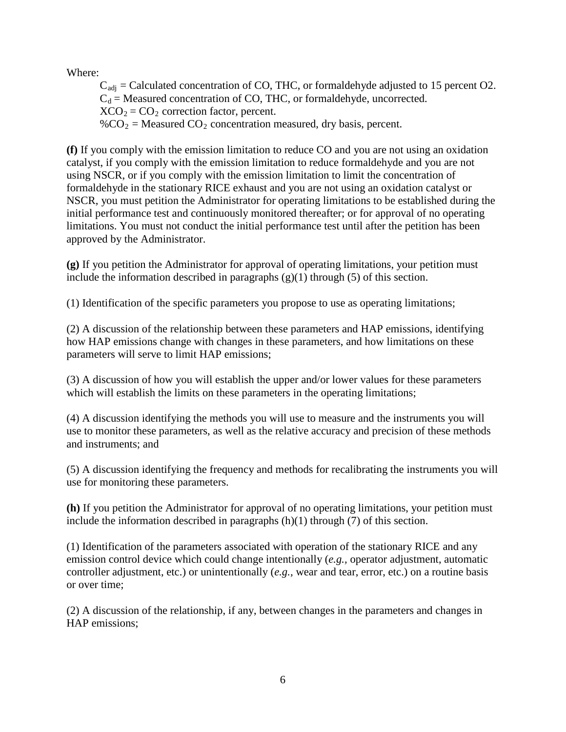Where:

$C_{adj}$ = Calculated concentration of CO, THC, or formaldehyde adjusted to 15 percent O2.
$C_d$ = Measured concentration of CO, THC, or formaldehyde, uncorrected.
$XCO_2$ = $CO_2$ correction factor, percent.
$\%CO_2$ = Measured $CO_2$ concentration measured, dry basis, percent.

**(f)** If you comply with the emission limitation to reduce CO and you are not using an oxidation catalyst, if you comply with the emission limitation to reduce formaldehyde and you are not using NSCR, or if you comply with the emission limitation to limit the concentration of formaldehyde in the stationary RICE exhaust and you are not using an oxidation catalyst or NSCR, you must petition the Administrator for operating limitations to be established during the initial performance test and continuously monitored thereafter; or for approval of no operating limitations. You must not conduct the initial performance test until after the petition has been approved by the Administrator.

**(g)** If you petition the Administrator for approval of operating limitations, your petition must include the information described in paragraphs (g)(1) through (5) of this section.

(1) Identification of the specific parameters you propose to use as operating limitations;

(2) A discussion of the relationship between these parameters and HAP emissions, identifying how HAP emissions change with changes in these parameters, and how limitations on these parameters will serve to limit HAP emissions;

(3) A discussion of how you will establish the upper and/or lower values for these parameters which will establish the limits on these parameters in the operating limitations;

(4) A discussion identifying the methods you will use to measure and the instruments you will use to monitor these parameters, as well as the relative accuracy and precision of these methods and instruments; and

(5) A discussion identifying the frequency and methods for recalibrating the instruments you will use for monitoring these parameters.

**(h)** If you petition the Administrator for approval of no operating limitations, your petition must include the information described in paragraphs (h)(1) through (7) of this section.

(1) Identification of the parameters associated with operation of the stationary RICE and any emission control device which could change intentionally (*e.g.,* operator adjustment, automatic controller adjustment, etc.) or unintentionally (*e.g.,* wear and tear, error, etc.) on a routine basis or over time;

(2) A discussion of the relationship, if any, between changes in the parameters and changes in HAP emissions;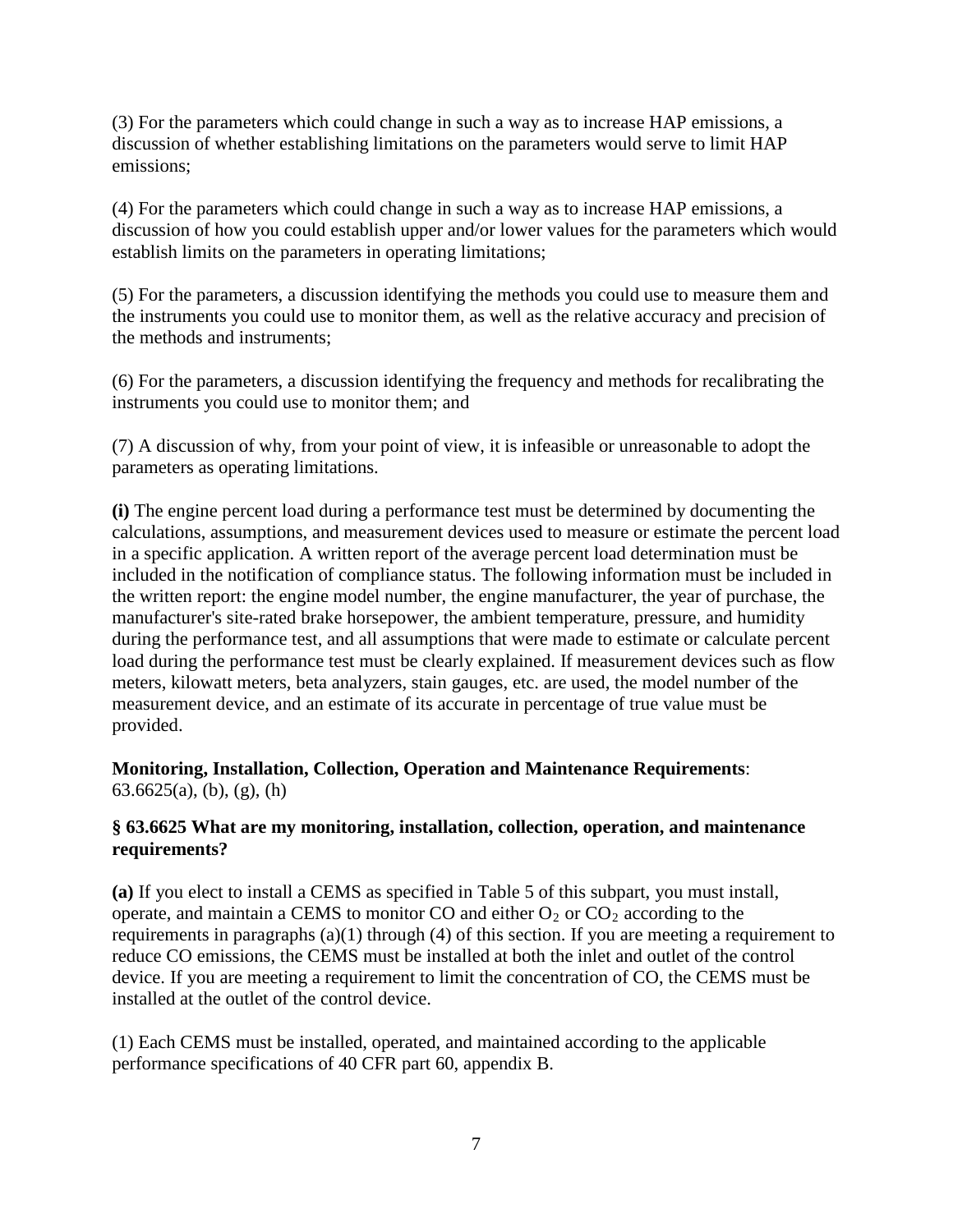(3) For the parameters which could change in such a way as to increase HAP emissions, a discussion of whether establishing limitations on the parameters would serve to limit HAP emissions;

(4) For the parameters which could change in such a way as to increase HAP emissions, a discussion of how you could establish upper and/or lower values for the parameters which would establish limits on the parameters in operating limitations;

(5) For the parameters, a discussion identifying the methods you could use to measure them and the instruments you could use to monitor them, as well as the relative accuracy and precision of the methods and instruments;

(6) For the parameters, a discussion identifying the frequency and methods for recalibrating the instruments you could use to monitor them; and

(7) A discussion of why, from your point of view, it is infeasible or unreasonable to adopt the parameters as operating limitations.

**(i)** The engine percent load during a performance test must be determined by documenting the calculations, assumptions, and measurement devices used to measure or estimate the percent load in a specific application. A written report of the average percent load determination must be included in the notification of compliance status. The following information must be included in the written report: the engine model number, the engine manufacturer, the year of purchase, the manufacturer's site-rated brake horsepower, the ambient temperature, pressure, and humidity during the performance test, and all assumptions that were made to estimate or calculate percent load during the performance test must be clearly explained. If measurement devices such as flow meters, kilowatt meters, beta analyzers, stain gauges, etc. are used, the model number of the measurement device, and an estimate of its accurate in percentage of true value must be provided.

**Monitoring, Installation, Collection, Operation and Maintenance Requirements**: 63.6625(a), (b), (g), (h)

**§ 63.6625 What are my monitoring, installation, collection, operation, and maintenance requirements?**

**(a)** If you elect to install a CEMS as specified in Table 5 of this subpart, you must install, operate, and maintain a CEMS to monitor CO and either $O_2$ or $CO_2$ according to the requirements in paragraphs (a)(1) through (4) of this section. If you are meeting a requirement to reduce CO emissions, the CEMS must be installed at both the inlet and outlet of the control device. If you are meeting a requirement to limit the concentration of CO, the CEMS must be installed at the outlet of the control device.

(1) Each CEMS must be installed, operated, and maintained according to the applicable performance specifications of 40 CFR part 60, appendix B.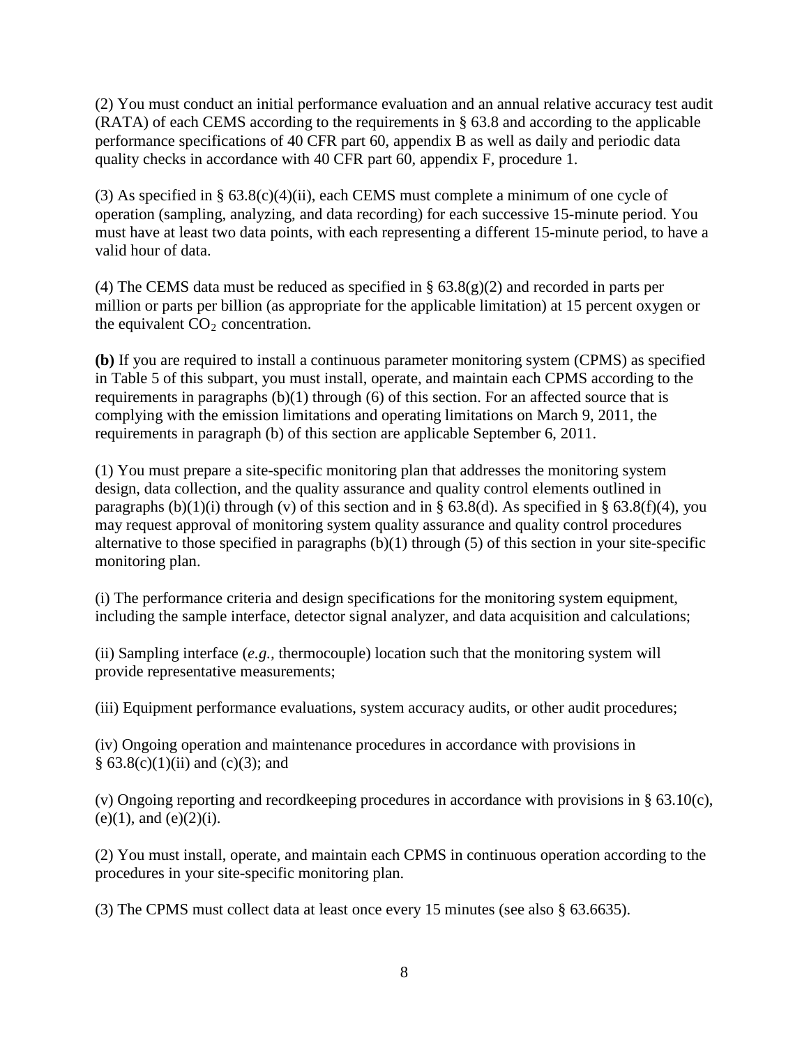(2) You must conduct an initial performance evaluation and an annual relative accuracy test audit (RATA) of each CEMS according to the requirements in § 63.8 and according to the applicable performance specifications of 40 CFR part 60, appendix B as well as daily and periodic data quality checks in accordance with 40 CFR part 60, appendix F, procedure 1.

(3) As specified in § 63.8(c)(4)(ii), each CEMS must complete a minimum of one cycle of operation (sampling, analyzing, and data recording) for each successive 15-minute period. You must have at least two data points, with each representing a different 15-minute period, to have a valid hour of data.

(4) The CEMS data must be reduced as specified in § 63.8(g)(2) and recorded in parts per million or parts per billion (as appropriate for the applicable limitation) at 15 percent oxygen or the equivalent $CO_2$ concentration.

**(b)** If you are required to install a continuous parameter monitoring system (CPMS) as specified in Table 5 of this subpart, you must install, operate, and maintain each CPMS according to the requirements in paragraphs (b)(1) through (6) of this section. For an affected source that is complying with the emission limitations and operating limitations on March 9, 2011, the requirements in paragraph (b) of this section are applicable September 6, 2011.

(1) You must prepare a site-specific monitoring plan that addresses the monitoring system design, data collection, and the quality assurance and quality control elements outlined in paragraphs (b)(1)(i) through (v) of this section and in § 63.8(d). As specified in § 63.8(f)(4), you may request approval of monitoring system quality assurance and quality control procedures alternative to those specified in paragraphs (b)(1) through (5) of this section in your site-specific monitoring plan.

(i) The performance criteria and design specifications for the monitoring system equipment, including the sample interface, detector signal analyzer, and data acquisition and calculations;

(ii) Sampling interface (*e.g.*, thermocouple) location such that the monitoring system will provide representative measurements;

(iii) Equipment performance evaluations, system accuracy audits, or other audit procedures;

(iv) Ongoing operation and maintenance procedures in accordance with provisions in § 63.8(c)(1)(ii) and (c)(3); and

(v) Ongoing reporting and recordkeeping procedures in accordance with provisions in § 63.10(c), (e)(1), and (e)(2)(i).

(2) You must install, operate, and maintain each CPMS in continuous operation according to the procedures in your site-specific monitoring plan.

(3) The CPMS must collect data at least once every 15 minutes (see also § 63.6635).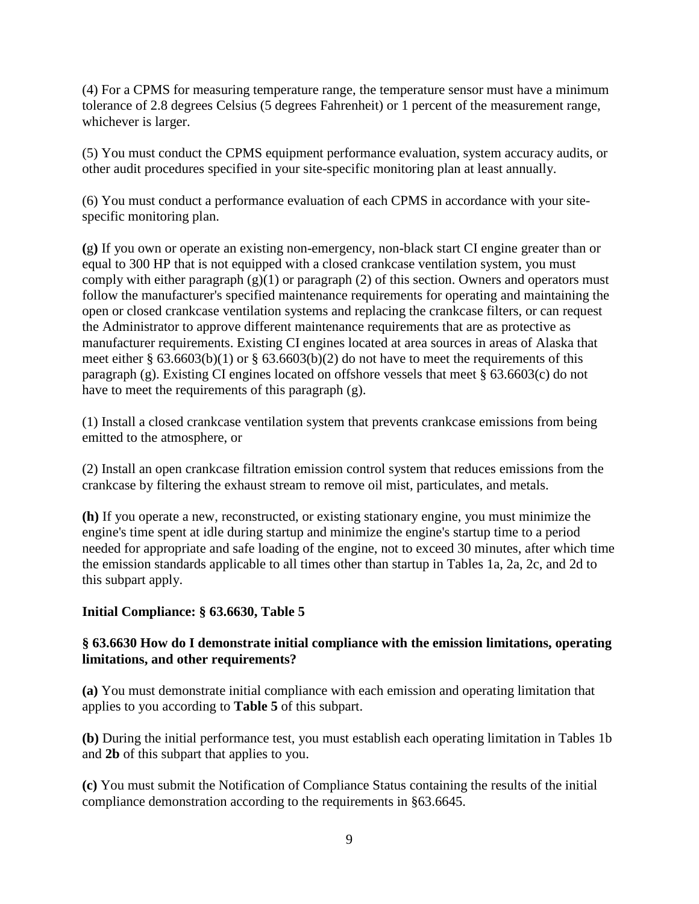(4) For a CPMS for measuring temperature range, the temperature sensor must have a minimum tolerance of 2.8 degrees Celsius (5 degrees Fahrenheit) or 1 percent of the measurement range, whichever is larger.

(5) You must conduct the CPMS equipment performance evaluation, system accuracy audits, or other audit procedures specified in your site-specific monitoring plan at least annually.

(6) You must conduct a performance evaluation of each CPMS in accordance with your site-specific monitoring plan.

**(g)** If you own or operate an existing non-emergency, non-black start CI engine greater than or equal to 300 HP that is not equipped with a closed crankcase ventilation system, you must comply with either paragraph (g)(1) or paragraph (2) of this section. Owners and operators must follow the manufacturer's specified maintenance requirements for operating and maintaining the open or closed crankcase ventilation systems and replacing the crankcase filters, or can request the Administrator to approve different maintenance requirements that are as protective as manufacturer requirements. Existing CI engines located at area sources in areas of Alaska that meet either § 63.6603(b)(1) or § 63.6603(b)(2) do not have to meet the requirements of this paragraph (g). Existing CI engines located on offshore vessels that meet § 63.6603(c) do not have to meet the requirements of this paragraph (g).

(1) Install a closed crankcase ventilation system that prevents crankcase emissions from being emitted to the atmosphere, or

(2) Install an open crankcase filtration emission control system that reduces emissions from the crankcase by filtering the exhaust stream to remove oil mist, particulates, and metals.

**(h)** If you operate a new, reconstructed, or existing stationary engine, you must minimize the engine's time spent at idle during startup and minimize the engine's startup time to a period needed for appropriate and safe loading of the engine, not to exceed 30 minutes, after which time the emission standards applicable to all times other than startup in Tables 1a, 2a, 2c, and 2d to this subpart apply.

**Initial Compliance: § 63.6630, Table 5**

**§ 63.6630 How do I demonstrate initial compliance with the emission limitations, operating limitations, and other requirements?**

**(a)** You must demonstrate initial compliance with each emission and operating limitation that applies to you according to **Table 5** of this subpart.

**(b)** During the initial performance test, you must establish each operating limitation in Tables 1b and **2b** of this subpart that applies to you.

**(c)** You must submit the Notification of Compliance Status containing the results of the initial compliance demonstration according to the requirements in §63.6645.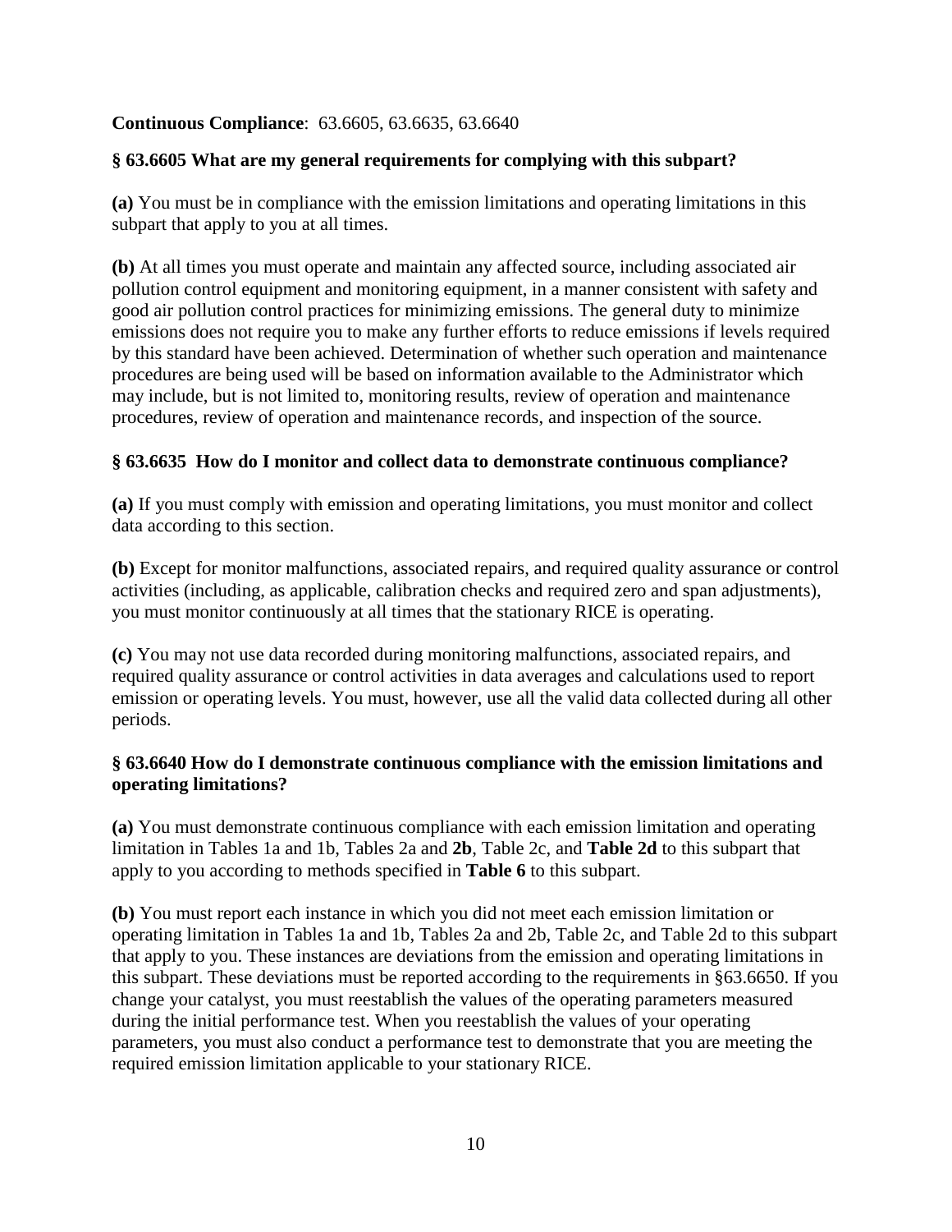**Continuous Compliance**: 63.6605, 63.6635, 63.6640

**§ 63.6605 What are my general requirements for complying with this subpart?**

**(a)** You must be in compliance with the emission limitations and operating limitations in this subpart that apply to you at all times.

**(b)** At all times you must operate and maintain any affected source, including associated air pollution control equipment and monitoring equipment, in a manner consistent with safety and good air pollution control practices for minimizing emissions. The general duty to minimize emissions does not require you to make any further efforts to reduce emissions if levels required by this standard have been achieved. Determination of whether such operation and maintenance procedures are being used will be based on information available to the Administrator which may include, but is not limited to, monitoring results, review of operation and maintenance procedures, review of operation and maintenance records, and inspection of the source.

**§ 63.6635 How do I monitor and collect data to demonstrate continuous compliance?**

**(a)** If you must comply with emission and operating limitations, you must monitor and collect data according to this section.

**(b)** Except for monitor malfunctions, associated repairs, and required quality assurance or control activities (including, as applicable, calibration checks and required zero and span adjustments), you must monitor continuously at all times that the stationary RICE is operating.

**(c)** You may not use data recorded during monitoring malfunctions, associated repairs, and required quality assurance or control activities in data averages and calculations used to report emission or operating levels. You must, however, use all the valid data collected during all other periods.

**§ 63.6640 How do I demonstrate continuous compliance with the emission limitations and operating limitations?**

**(a)** You must demonstrate continuous compliance with each emission limitation and operating limitation in Tables 1a and 1b, Tables 2a and **2b**, Table 2c, and **Table 2d** to this subpart that apply to you according to methods specified in **Table 6** to this subpart.

**(b)** You must report each instance in which you did not meet each emission limitation or operating limitation in Tables 1a and 1b, Tables 2a and 2b, Table 2c, and Table 2d to this subpart that apply to you. These instances are deviations from the emission and operating limitations in this subpart. These deviations must be reported according to the requirements in §63.6650. If you change your catalyst, you must reestablish the values of the operating parameters measured during the initial performance test. When you reestablish the values of your operating parameters, you must also conduct a performance test to demonstrate that you are meeting the required emission limitation applicable to your stationary RICE.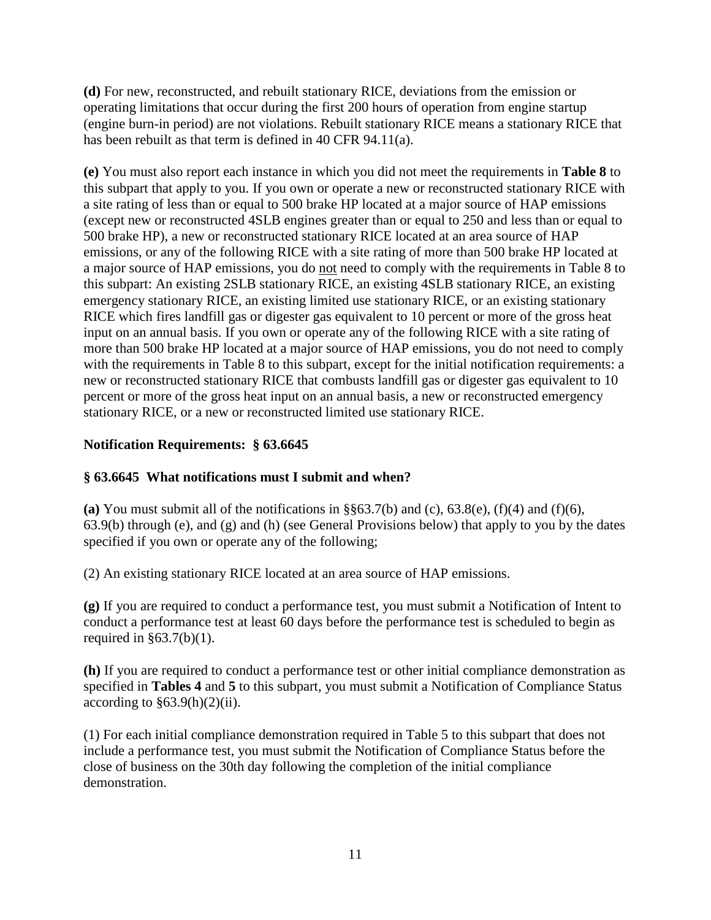**(d)** For new, reconstructed, and rebuilt stationary RICE, deviations from the emission or operating limitations that occur during the first 200 hours of operation from engine startup (engine burn-in period) are not violations. Rebuilt stationary RICE means a stationary RICE that has been rebuilt as that term is defined in 40 CFR 94.11(a).

**(e)** You must also report each instance in which you did not meet the requirements in **Table 8** to this subpart that apply to you. If you own or operate a new or reconstructed stationary RICE with a site rating of less than or equal to 500 brake HP located at a major source of HAP emissions (except new or reconstructed 4SLB engines greater than or equal to 250 and less than or equal to 500 brake HP), a new or reconstructed stationary RICE located at an area source of HAP emissions, or any of the following RICE with a site rating of more than 500 brake HP located at a major source of HAP emissions, you do not need to comply with the requirements in Table 8 to this subpart: An existing 2SLB stationary RICE, an existing 4SLB stationary RICE, an existing emergency stationary RICE, an existing limited use stationary RICE, or an existing stationary RICE which fires landfill gas or digester gas equivalent to 10 percent or more of the gross heat input on an annual basis. If you own or operate any of the following RICE with a site rating of more than 500 brake HP located at a major source of HAP emissions, you do not need to comply with the requirements in Table 8 to this subpart, except for the initial notification requirements: a new or reconstructed stationary RICE that combusts landfill gas or digester gas equivalent to 10 percent or more of the gross heat input on an annual basis, a new or reconstructed emergency stationary RICE, or a new or reconstructed limited use stationary RICE.

**Notification Requirements: § 63.6645**

**§ 63.6645 What notifications must I submit and when?**

**(a)** You must submit all of the notifications in §§63.7(b) and (c), 63.8(e), (f)(4) and (f)(6), 63.9(b) through (e), and (g) and (h) (see General Provisions below) that apply to you by the dates specified if you own or operate any of the following;

(2) An existing stationary RICE located at an area source of HAP emissions.

**(g)** If you are required to conduct a performance test, you must submit a Notification of Intent to conduct a performance test at least 60 days before the performance test is scheduled to begin as required in §63.7(b)(1).

**(h)** If you are required to conduct a performance test or other initial compliance demonstration as specified in **Tables 4** and **5** to this subpart, you must submit a Notification of Compliance Status according to §63.9(h)(2)(ii).

(1) For each initial compliance demonstration required in Table 5 to this subpart that does not include a performance test, you must submit the Notification of Compliance Status before the close of business on the 30th day following the completion of the initial compliance demonstration.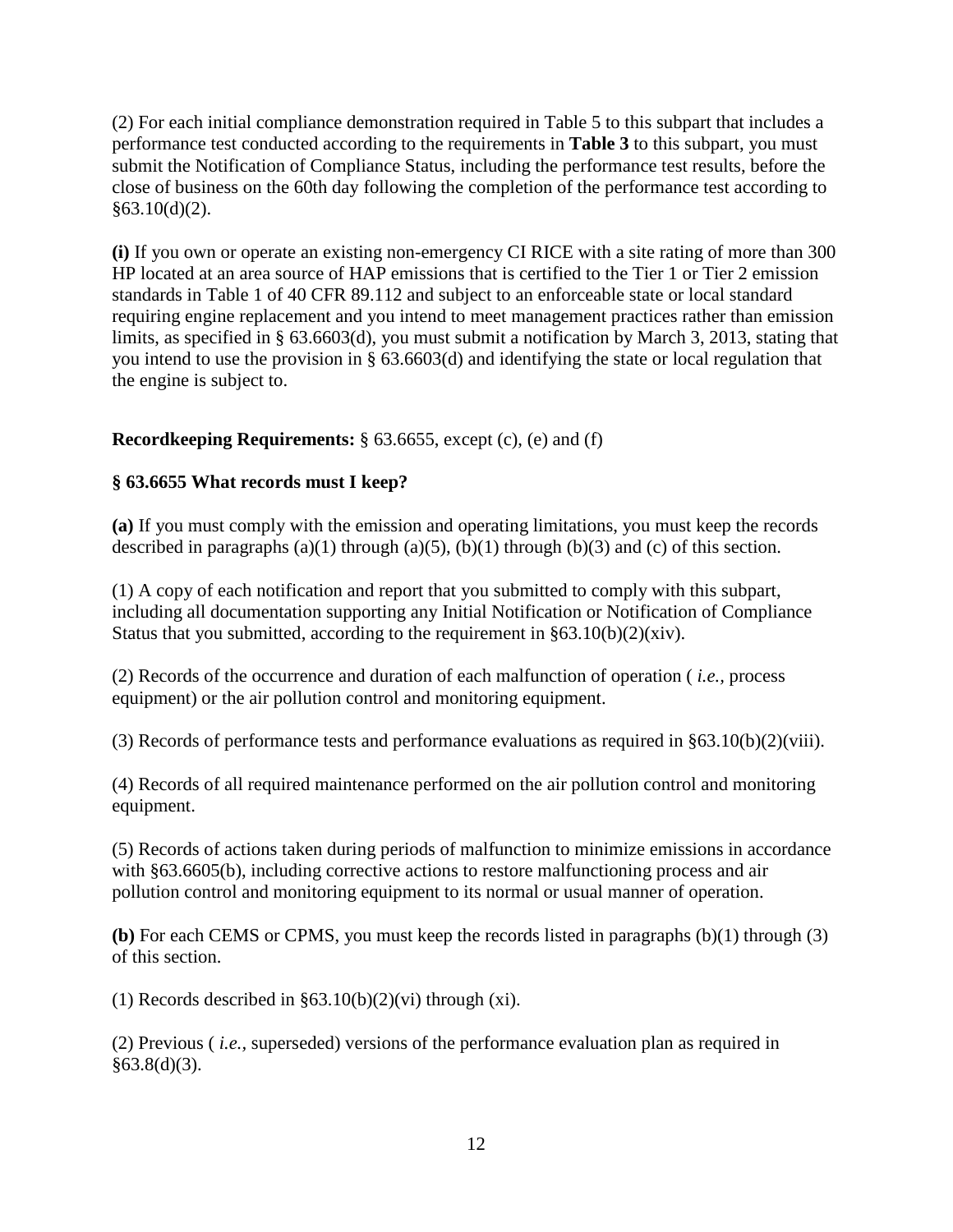(2) For each initial compliance demonstration required in Table 5 to this subpart that includes a performance test conducted according to the requirements in **Table 3** to this subpart, you must submit the Notification of Compliance Status, including the performance test results, before the close of business on the 60th day following the completion of the performance test according to §63.10(d)(2).

**(i)** If you own or operate an existing non-emergency CI RICE with a site rating of more than 300 HP located at an area source of HAP emissions that is certified to the Tier 1 or Tier 2 emission standards in Table 1 of 40 CFR 89.112 and subject to an enforceable state or local standard requiring engine replacement and you intend to meet management practices rather than emission limits, as specified in § 63.6603(d), you must submit a notification by March 3, 2013, stating that you intend to use the provision in § 63.6603(d) and identifying the state or local regulation that the engine is subject to.

**Recordkeeping Requirements:** § 63.6655, except (c), (e) and (f)

**§ 63.6655 What records must I keep?**

**(a)** If you must comply with the emission and operating limitations, you must keep the records described in paragraphs (a)(1) through (a)(5), (b)(1) through (b)(3) and (c) of this section.

(1) A copy of each notification and report that you submitted to comply with this subpart, including all documentation supporting any Initial Notification or Notification of Compliance Status that you submitted, according to the requirement in §63.10(b)(2)(xiv).

(2) Records of the occurrence and duration of each malfunction of operation ( *i.e.,* process equipment) or the air pollution control and monitoring equipment.

(3) Records of performance tests and performance evaluations as required in §63.10(b)(2)(viii).

(4) Records of all required maintenance performed on the air pollution control and monitoring equipment.

(5) Records of actions taken during periods of malfunction to minimize emissions in accordance with §63.6605(b), including corrective actions to restore malfunctioning process and air pollution control and monitoring equipment to its normal or usual manner of operation.

**(b)** For each CEMS or CPMS, you must keep the records listed in paragraphs (b)(1) through (3) of this section.

(1) Records described in §63.10(b)(2)(vi) through (xi).

(2) Previous ( *i.e.,* superseded) versions of the performance evaluation plan as required in §63.8(d)(3).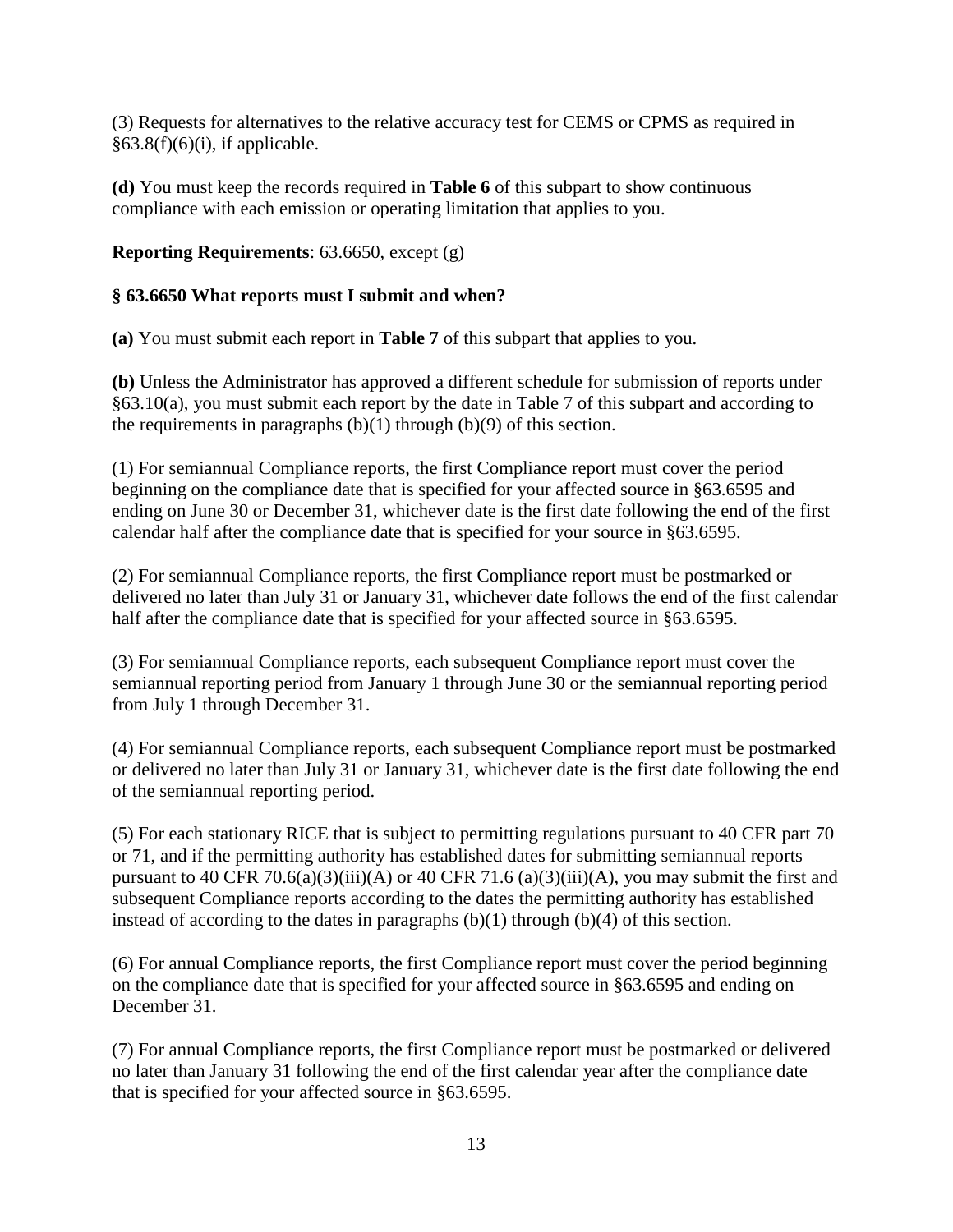(3) Requests for alternatives to the relative accuracy test for CEMS or CPMS as required in §63.8(f)(6)(i), if applicable.

**(d)** You must keep the records required in **Table 6** of this subpart to show continuous compliance with each emission or operating limitation that applies to you.

**Reporting Requirements**: 63.6650, except (g)

**§ 63.6650 What reports must I submit and when?**

**(a)** You must submit each report in **Table 7** of this subpart that applies to you.

**(b)** Unless the Administrator has approved a different schedule for submission of reports under §63.10(a), you must submit each report by the date in Table 7 of this subpart and according to the requirements in paragraphs (b)(1) through (b)(9) of this section.

(1) For semiannual Compliance reports, the first Compliance report must cover the period beginning on the compliance date that is specified for your affected source in §63.6595 and ending on June 30 or December 31, whichever date is the first date following the end of the first calendar half after the compliance date that is specified for your source in §63.6595.

(2) For semiannual Compliance reports, the first Compliance report must be postmarked or delivered no later than July 31 or January 31, whichever date follows the end of the first calendar half after the compliance date that is specified for your affected source in §63.6595.

(3) For semiannual Compliance reports, each subsequent Compliance report must cover the semiannual reporting period from January 1 through June 30 or the semiannual reporting period from July 1 through December 31.

(4) For semiannual Compliance reports, each subsequent Compliance report must be postmarked or delivered no later than July 31 or January 31, whichever date is the first date following the end of the semiannual reporting period.

(5) For each stationary RICE that is subject to permitting regulations pursuant to 40 CFR part 70 or 71, and if the permitting authority has established dates for submitting semiannual reports pursuant to 40 CFR 70.6(a)(3)(iii)(A) or 40 CFR 71.6 (a)(3)(iii)(A), you may submit the first and subsequent Compliance reports according to the dates the permitting authority has established instead of according to the dates in paragraphs (b)(1) through (b)(4) of this section.

(6) For annual Compliance reports, the first Compliance report must cover the period beginning on the compliance date that is specified for your affected source in §63.6595 and ending on December 31.

(7) For annual Compliance reports, the first Compliance report must be postmarked or delivered no later than January 31 following the end of the first calendar year after the compliance date that is specified for your affected source in §63.6595.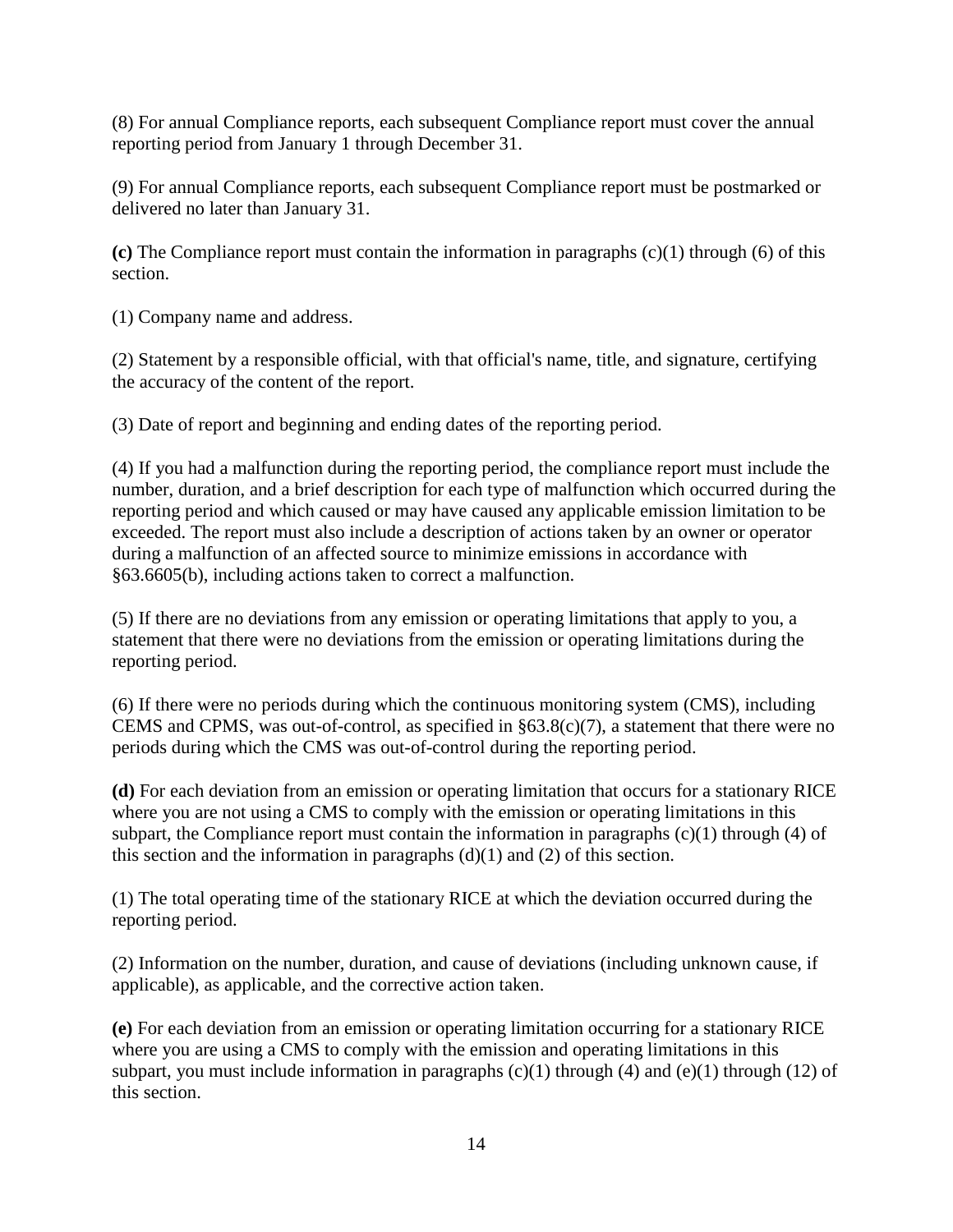(8) For annual Compliance reports, each subsequent Compliance report must cover the annual reporting period from January 1 through December 31.

(9) For annual Compliance reports, each subsequent Compliance report must be postmarked or delivered no later than January 31.

**(c)** The Compliance report must contain the information in paragraphs (c)(1) through (6) of this section.

(1) Company name and address.

(2) Statement by a responsible official, with that official's name, title, and signature, certifying the accuracy of the content of the report.

(3) Date of report and beginning and ending dates of the reporting period.

(4) If you had a malfunction during the reporting period, the compliance report must include the number, duration, and a brief description for each type of malfunction which occurred during the reporting period and which caused or may have caused any applicable emission limitation to be exceeded. The report must also include a description of actions taken by an owner or operator during a malfunction of an affected source to minimize emissions in accordance with §63.6605(b), including actions taken to correct a malfunction.

(5) If there are no deviations from any emission or operating limitations that apply to you, a statement that there were no deviations from the emission or operating limitations during the reporting period.

(6) If there were no periods during which the continuous monitoring system (CMS), including CEMS and CPMS, was out-of-control, as specified in §63.8(c)(7), a statement that there were no periods during which the CMS was out-of-control during the reporting period.

**(d)** For each deviation from an emission or operating limitation that occurs for a stationary RICE where you are not using a CMS to comply with the emission or operating limitations in this subpart, the Compliance report must contain the information in paragraphs (c)(1) through (4) of this section and the information in paragraphs (d)(1) and (2) of this section.

(1) The total operating time of the stationary RICE at which the deviation occurred during the reporting period.

(2) Information on the number, duration, and cause of deviations (including unknown cause, if applicable), as applicable, and the corrective action taken.

**(e)** For each deviation from an emission or operating limitation occurring for a stationary RICE where you are using a CMS to comply with the emission and operating limitations in this subpart, you must include information in paragraphs (c)(1) through (4) and (e)(1) through (12) of this section.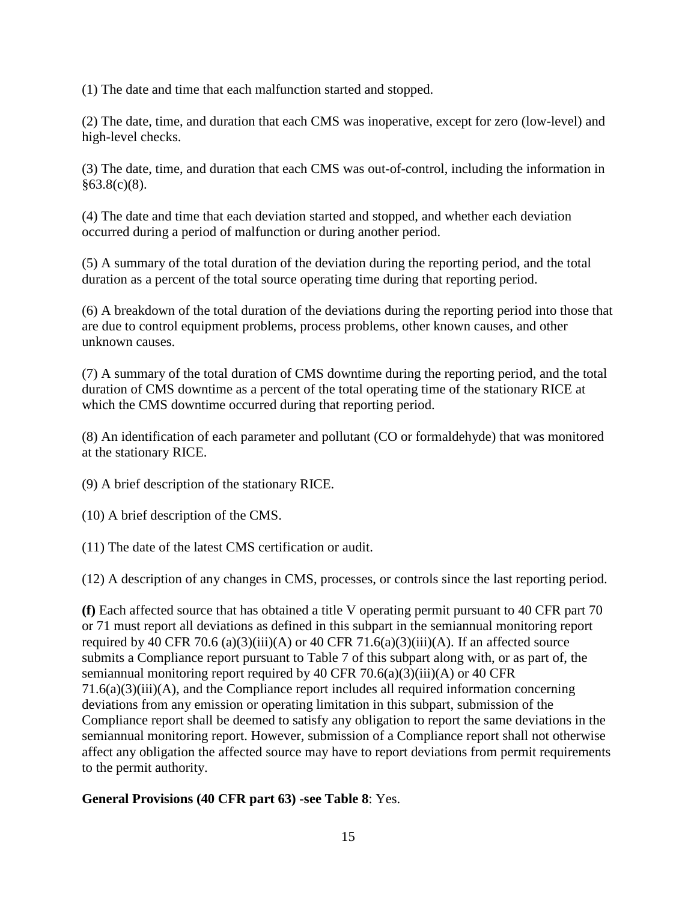(1) The date and time that each malfunction started and stopped.

(2) The date, time, and duration that each CMS was inoperative, except for zero (low-level) and high-level checks.

(3) The date, time, and duration that each CMS was out-of-control, including the information in §63.8(c)(8).

(4) The date and time that each deviation started and stopped, and whether each deviation occurred during a period of malfunction or during another period.

(5) A summary of the total duration of the deviation during the reporting period, and the total duration as a percent of the total source operating time during that reporting period.

(6) A breakdown of the total duration of the deviations during the reporting period into those that are due to control equipment problems, process problems, other known causes, and other unknown causes.

(7) A summary of the total duration of CMS downtime during the reporting period, and the total duration of CMS downtime as a percent of the total operating time of the stationary RICE at which the CMS downtime occurred during that reporting period.

(8) An identification of each parameter and pollutant (CO or formaldehyde) that was monitored at the stationary RICE.

(9) A brief description of the stationary RICE.

(10) A brief description of the CMS.

(11) The date of the latest CMS certification or audit.

(12) A description of any changes in CMS, processes, or controls since the last reporting period.

**(f)** Each affected source that has obtained a title V operating permit pursuant to 40 CFR part 70 or 71 must report all deviations as defined in this subpart in the semiannual monitoring report required by 40 CFR 70.6 (a)(3)(iii)(A) or 40 CFR 71.6(a)(3)(iii)(A). If an affected source submits a Compliance report pursuant to Table 7 of this subpart along with, or as part of, the semiannual monitoring report required by 40 CFR 70.6(a)(3)(iii)(A) or 40 CFR 71.6(a)(3)(iii)(A), and the Compliance report includes all required information concerning deviations from any emission or operating limitation in this subpart, submission of the Compliance report shall be deemed to satisfy any obligation to report the same deviations in the semiannual monitoring report. However, submission of a Compliance report shall not otherwise affect any obligation the affected source may have to report deviations from permit requirements to the permit authority.

**General Provisions (40 CFR part 63) -see Table 8**: Yes.